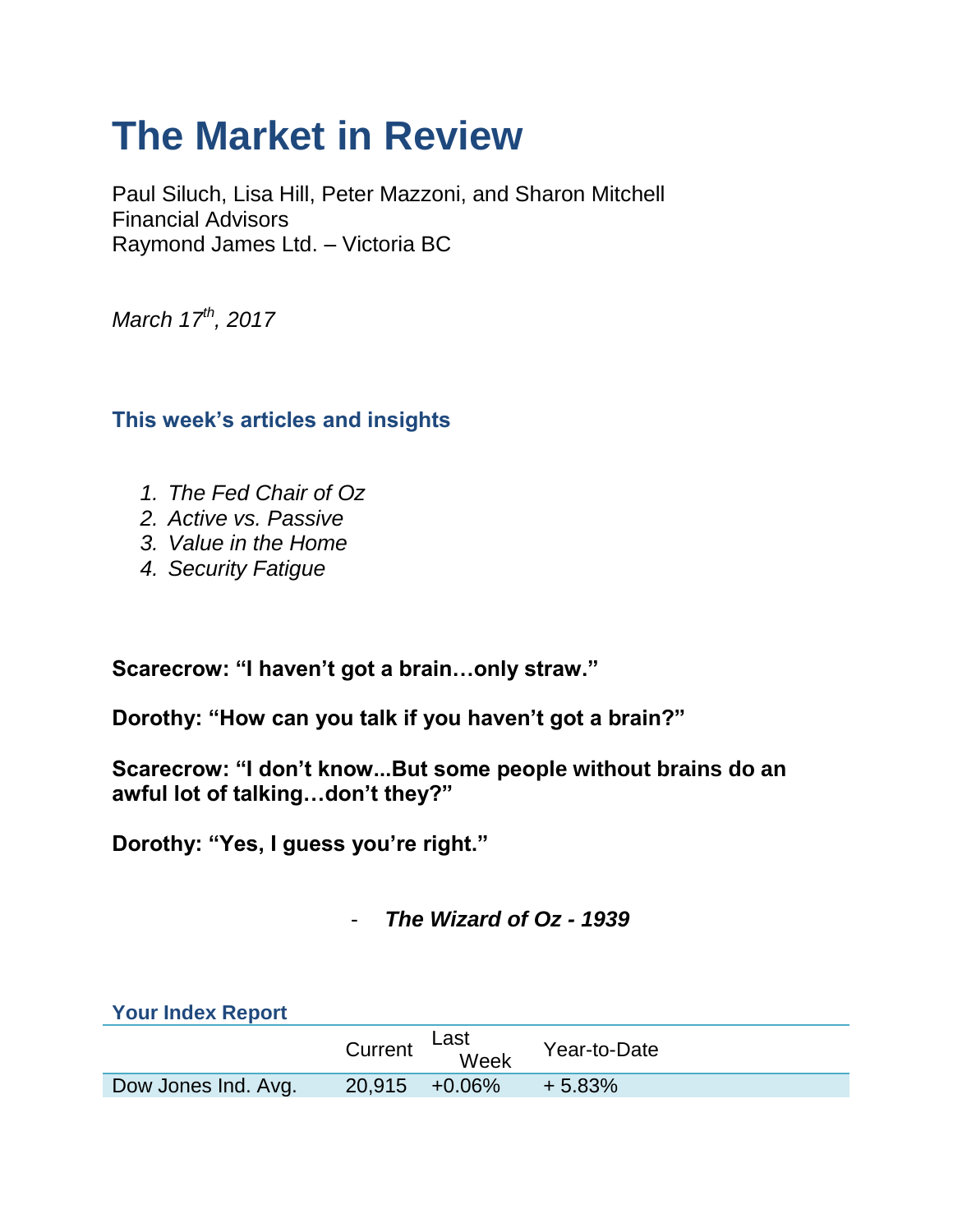# The Market in Review

Paul Siluch, Lisa Hill, Peter Mazzoni, and Sharon Mitchell
Financial Advisors
Raymond James Ltd. – Victoria BC

*March 17th, 2017*

### This week's articles and insights

1. *The Fed Chair of Oz*
2. *Active vs. Passive*
3. *Value in the Home*
4. *Security Fatigue*

**Scarecrow: "I haven't got a brain…only straw."**

**Dorothy: "How can you talk if you haven't got a brain?"**

**Scarecrow: "I don't know...But some people without brains do an awful lot of talking…don't they?"**

**Dorothy: "Yes, I guess you're right."**

- ***The Wizard of Oz - 1939***

### Your Index Report

| | Current | Last Week | Year-to-Date |
|---|---|---|---|
| Dow Jones Ind. Avg. | 20,915 | +0.06% | + 5.83% |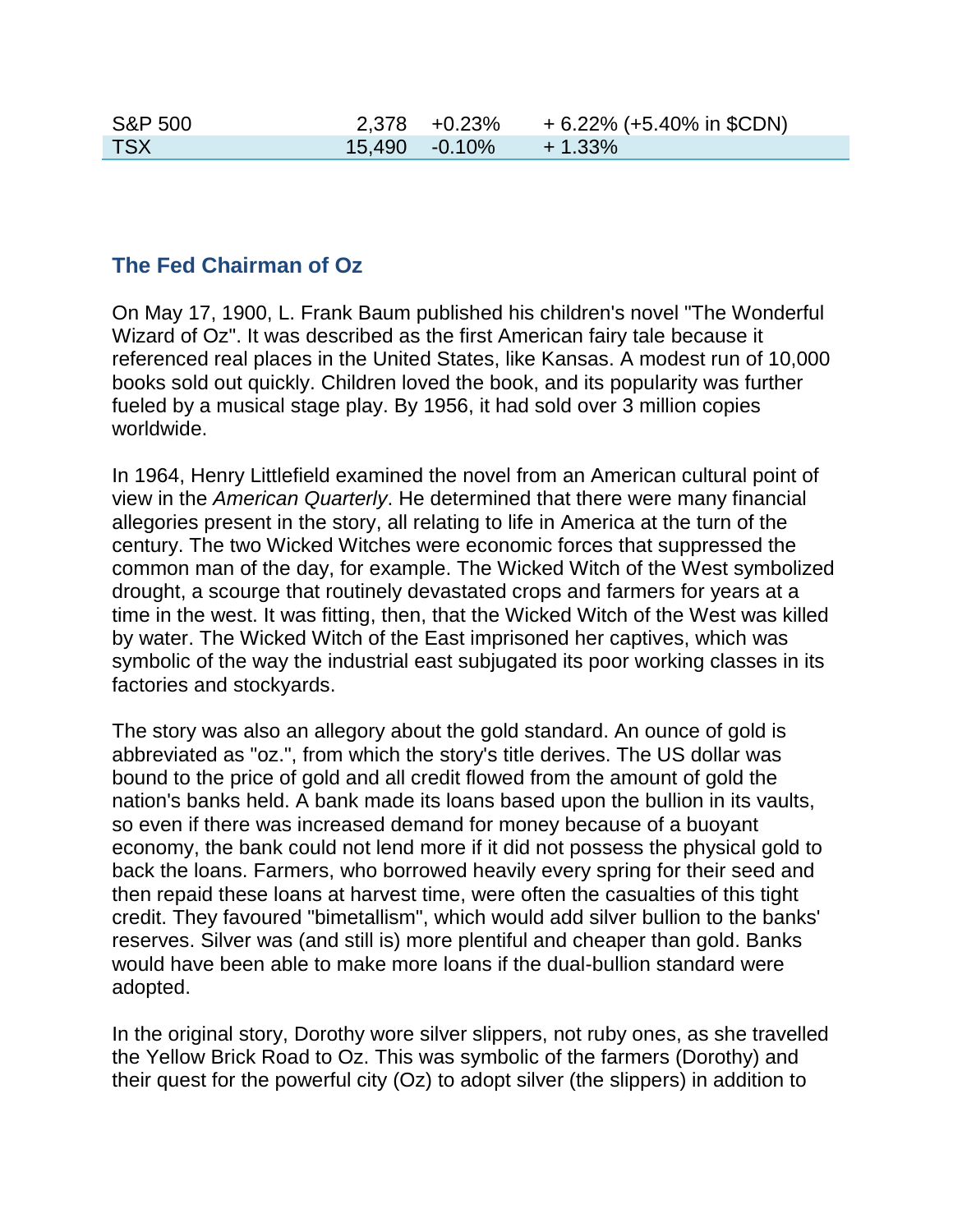| | | | |
|---|---|---|---|
| S&P 500 | 2,378 | +0.23% | + 6.22% (+5.40% in $CDN) |
| TSX | 15,490 | -0.10% | + 1.33% |

## The Fed Chairman of Oz

On May 17, 1900, L. Frank Baum published his children's novel "The Wonderful Wizard of Oz". It was described as the first American fairy tale because it referenced real places in the United States, like Kansas. A modest run of 10,000 books sold out quickly. Children loved the book, and its popularity was further fueled by a musical stage play. By 1956, it had sold over 3 million copies worldwide.

In 1964, Henry Littlefield examined the novel from an American cultural point of view in the *American Quarterly*. He determined that there were many financial allegories present in the story, all relating to life in America at the turn of the century. The two Wicked Witches were economic forces that suppressed the common man of the day, for example. The Wicked Witch of the West symbolized drought, a scourge that routinely devastated crops and farmers for years at a time in the west. It was fitting, then, that the Wicked Witch of the West was killed by water. The Wicked Witch of the East imprisoned her captives, which was symbolic of the way the industrial east subjugated its poor working classes in its factories and stockyards.

The story was also an allegory about the gold standard. An ounce of gold is abbreviated as "oz.", from which the story's title derives. The US dollar was bound to the price of gold and all credit flowed from the amount of gold the nation's banks held. A bank made its loans based upon the bullion in its vaults, so even if there was increased demand for money because of a buoyant economy, the bank could not lend more if it did not possess the physical gold to back the loans. Farmers, who borrowed heavily every spring for their seed and then repaid these loans at harvest time, were often the casualties of this tight credit. They favoured "bimetallism", which would add silver bullion to the banks' reserves. Silver was (and still is) more plentiful and cheaper than gold. Banks would have been able to make more loans if the dual-bullion standard were adopted.

In the original story, Dorothy wore silver slippers, not ruby ones, as she travelled the Yellow Brick Road to Oz. This was symbolic of the farmers (Dorothy) and their quest for the powerful city (Oz) to adopt silver (the slippers) in addition to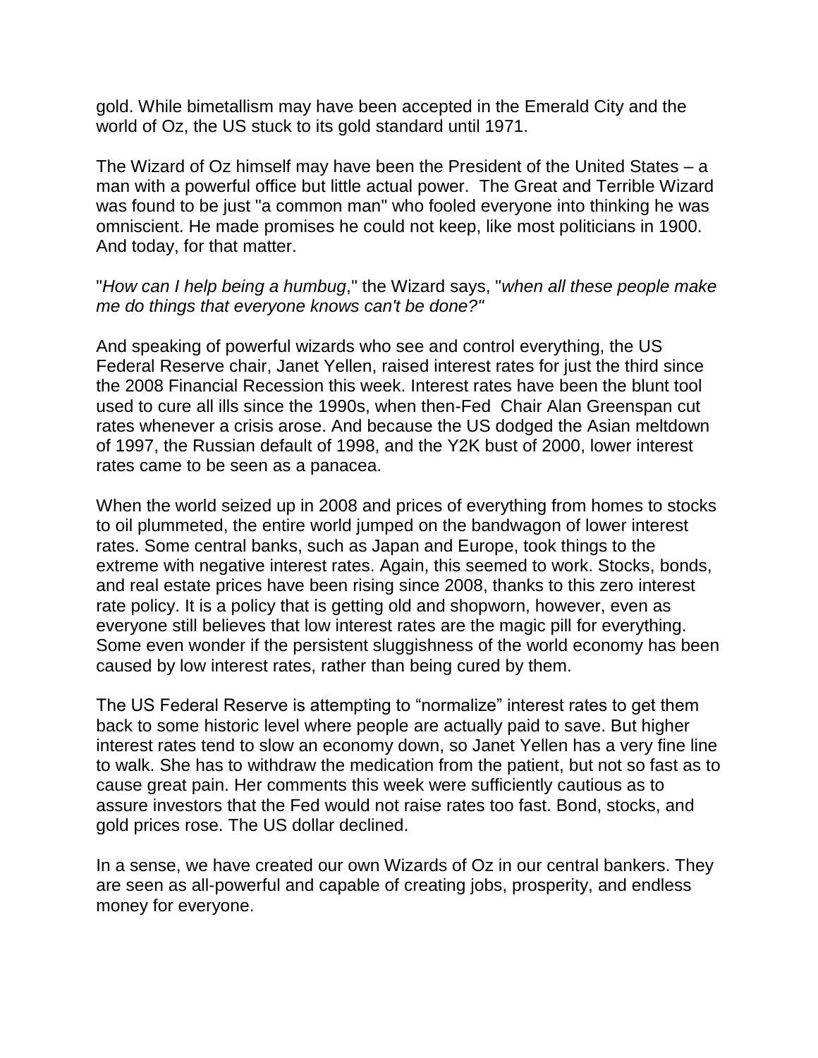gold. While bimetallism may have been accepted in the Emerald City and the world of Oz, the US stuck to its gold standard until 1971.

The Wizard of Oz himself may have been the President of the United States – a man with a powerful office but little actual power. The Great and Terrible Wizard was found to be just "a common man" who fooled everyone into thinking he was omniscient. He made promises he could not keep, like most politicians in 1900. And today, for that matter.

"*How can I help being a humbug*," the Wizard says, "*when all these people make me do things that everyone knows can't be done?"*

And speaking of powerful wizards who see and control everything, the US Federal Reserve chair, Janet Yellen, raised interest rates for just the third since the 2008 Financial Recession this week. Interest rates have been the blunt tool used to cure all ills since the 1990s, when then-Fed Chair Alan Greenspan cut rates whenever a crisis arose. And because the US dodged the Asian meltdown of 1997, the Russian default of 1998, and the Y2K bust of 2000, lower interest rates came to be seen as a panacea.

When the world seized up in 2008 and prices of everything from homes to stocks to oil plummeted, the entire world jumped on the bandwagon of lower interest rates. Some central banks, such as Japan and Europe, took things to the extreme with negative interest rates. Again, this seemed to work. Stocks, bonds, and real estate prices have been rising since 2008, thanks to this zero interest rate policy. It is a policy that is getting old and shopworn, however, even as everyone still believes that low interest rates are the magic pill for everything. Some even wonder if the persistent sluggishness of the world economy has been caused by low interest rates, rather than being cured by them.

The US Federal Reserve is attempting to "normalize" interest rates to get them back to some historic level where people are actually paid to save. But higher interest rates tend to slow an economy down, so Janet Yellen has a very fine line to walk. She has to withdraw the medication from the patient, but not so fast as to cause great pain. Her comments this week were sufficiently cautious as to assure investors that the Fed would not raise rates too fast. Bond, stocks, and gold prices rose. The US dollar declined.

In a sense, we have created our own Wizards of Oz in our central bankers. They are seen as all-powerful and capable of creating jobs, prosperity, and endless money for everyone.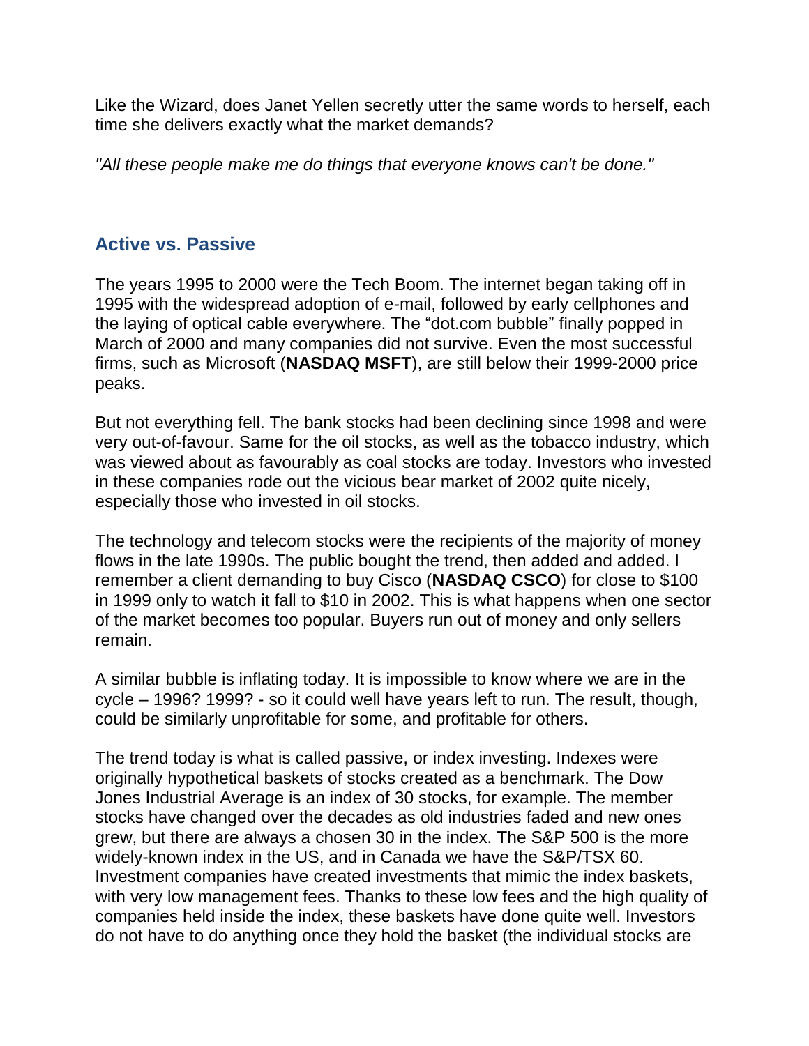Like the Wizard, does Janet Yellen secretly utter the same words to herself, each time she delivers exactly what the market demands?

*"All these people make me do things that everyone knows can't be done."*

## Active vs. Passive

The years 1995 to 2000 were the Tech Boom. The internet began taking off in 1995 with the widespread adoption of e-mail, followed by early cellphones and the laying of optical cable everywhere. The “dot.com bubble” finally popped in March of 2000 and many companies did not survive. Even the most successful firms, such as Microsoft (**NASDAQ MSFT**), are still below their 1999-2000 price peaks.

But not everything fell. The bank stocks had been declining since 1998 and were very out-of-favour. Same for the oil stocks, as well as the tobacco industry, which was viewed about as favourably as coal stocks are today. Investors who invested in these companies rode out the vicious bear market of 2002 quite nicely, especially those who invested in oil stocks.

The technology and telecom stocks were the recipients of the majority of money flows in the late 1990s. The public bought the trend, then added and added. I remember a client demanding to buy Cisco (**NASDAQ CSCO**) for close to $100 in 1999 only to watch it fall to $10 in 2002. This is what happens when one sector of the market becomes too popular. Buyers run out of money and only sellers remain.

A similar bubble is inflating today. It is impossible to know where we are in the cycle – 1996? 1999? - so it could well have years left to run. The result, though, could be similarly unprofitable for some, and profitable for others.

The trend today is what is called passive, or index investing. Indexes were originally hypothetical baskets of stocks created as a benchmark. The Dow Jones Industrial Average is an index of 30 stocks, for example. The member stocks have changed over the decades as old industries faded and new ones grew, but there are always a chosen 30 in the index. The S&P 500 is the more widely-known index in the US, and in Canada we have the S&P/TSX 60. Investment companies have created investments that mimic the index baskets, with very low management fees. Thanks to these low fees and the high quality of companies held inside the index, these baskets have done quite well. Investors do not have to do anything once they hold the basket (the individual stocks are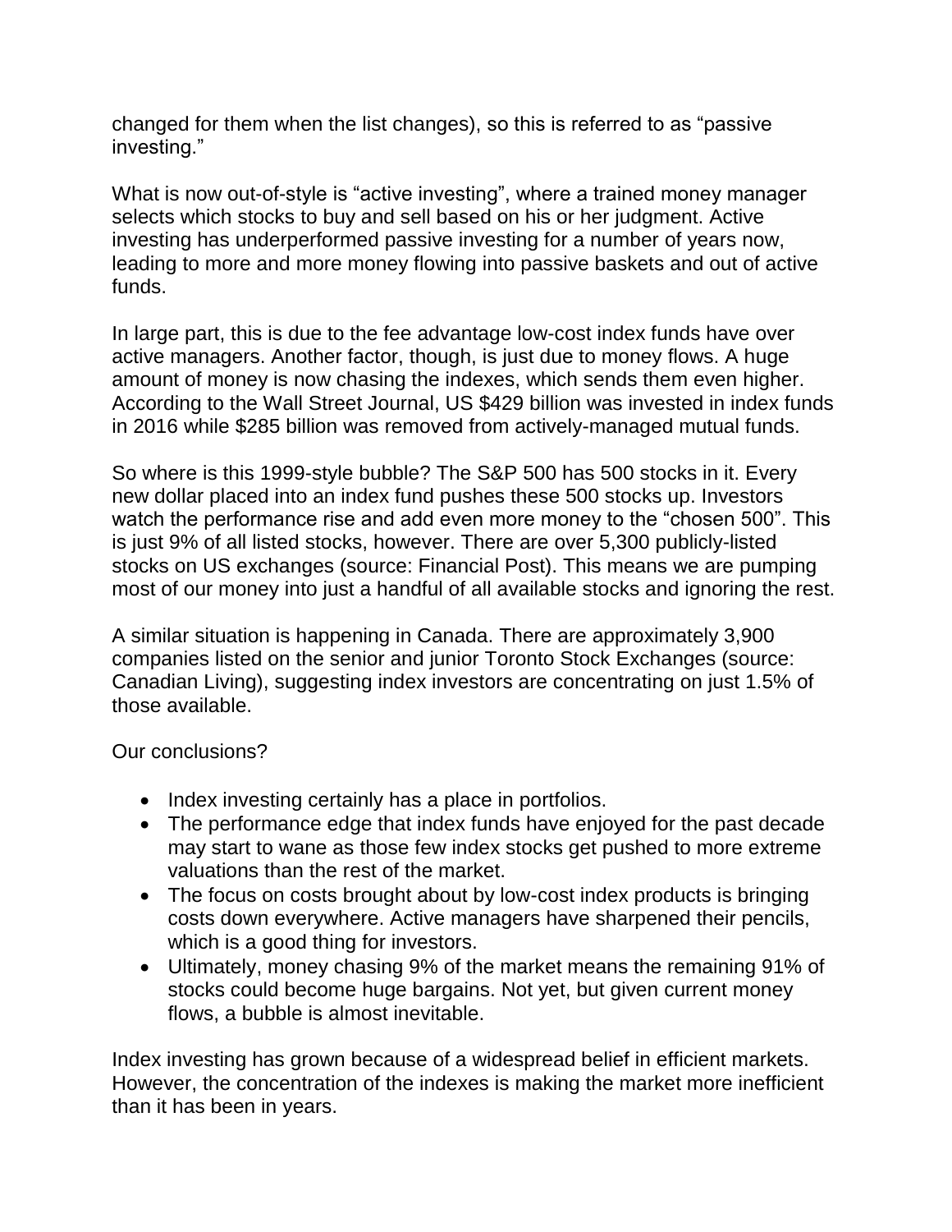changed for them when the list changes), so this is referred to as “passive investing.”

What is now out-of-style is “active investing”, where a trained money manager selects which stocks to buy and sell based on his or her judgment. Active investing has underperformed passive investing for a number of years now, leading to more and more money flowing into passive baskets and out of active funds.

In large part, this is due to the fee advantage low-cost index funds have over active managers. Another factor, though, is just due to money flows. A huge amount of money is now chasing the indexes, which sends them even higher. According to the Wall Street Journal, US $429 billion was invested in index funds in 2016 while $285 billion was removed from actively-managed mutual funds.

So where is this 1999-style bubble? The S&P 500 has 500 stocks in it. Every new dollar placed into an index fund pushes these 500 stocks up. Investors watch the performance rise and add even more money to the “chosen 500”. This is just 9% of all listed stocks, however. There are over 5,300 publicly-listed stocks on US exchanges (source: Financial Post). This means we are pumping most of our money into just a handful of all available stocks and ignoring the rest.

A similar situation is happening in Canada. There are approximately 3,900 companies listed on the senior and junior Toronto Stock Exchanges (source: Canadian Living), suggesting index investors are concentrating on just 1.5% of those available.

Our conclusions?

- Index investing certainly has a place in portfolios.
- The performance edge that index funds have enjoyed for the past decade may start to wane as those few index stocks get pushed to more extreme valuations than the rest of the market.
- The focus on costs brought about by low-cost index products is bringing costs down everywhere. Active managers have sharpened their pencils, which is a good thing for investors.
- Ultimately, money chasing 9% of the market means the remaining 91% of stocks could become huge bargains. Not yet, but given current money flows, a bubble is almost inevitable.

Index investing has grown because of a widespread belief in efficient markets. However, the concentration of the indexes is making the market more inefficient than it has been in years.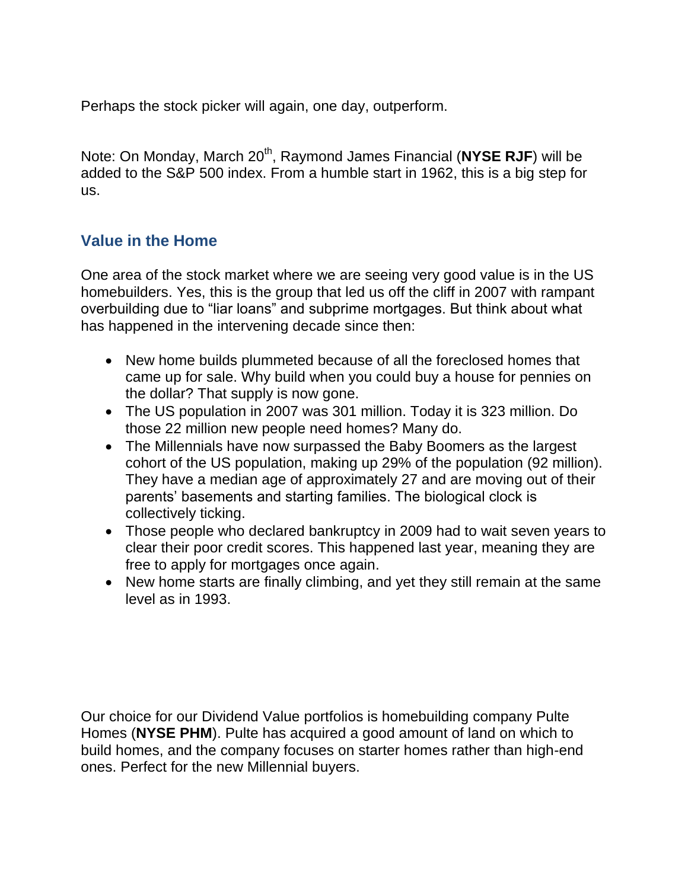Perhaps the stock picker will again, one day, outperform.

Note: On Monday, March 20th, Raymond James Financial (**NYSE RJF**) will be added to the S&P 500 index. From a humble start in 1962, this is a big step for us.

## Value in the Home

One area of the stock market where we are seeing very good value is in the US homebuilders. Yes, this is the group that led us off the cliff in 2007 with rampant overbuilding due to "liar loans" and subprime mortgages. But think about what has happened in the intervening decade since then:

- New home builds plummeted because of all the foreclosed homes that came up for sale. Why build when you could buy a house for pennies on the dollar? That supply is now gone.
- The US population in 2007 was 301 million. Today it is 323 million. Do those 22 million new people need homes? Many do.
- The Millennials have now surpassed the Baby Boomers as the largest cohort of the US population, making up 29% of the population (92 million). They have a median age of approximately 27 and are moving out of their parents' basements and starting families. The biological clock is collectively ticking.
- Those people who declared bankruptcy in 2009 had to wait seven years to clear their poor credit scores. This happened last year, meaning they are free to apply for mortgages once again.
- New home starts are finally climbing, and yet they still remain at the same level as in 1993.

Our choice for our Dividend Value portfolios is homebuilding company Pulte Homes (**NYSE PHM**). Pulte has acquired a good amount of land on which to build homes, and the company focuses on starter homes rather than high-end ones. Perfect for the new Millennial buyers.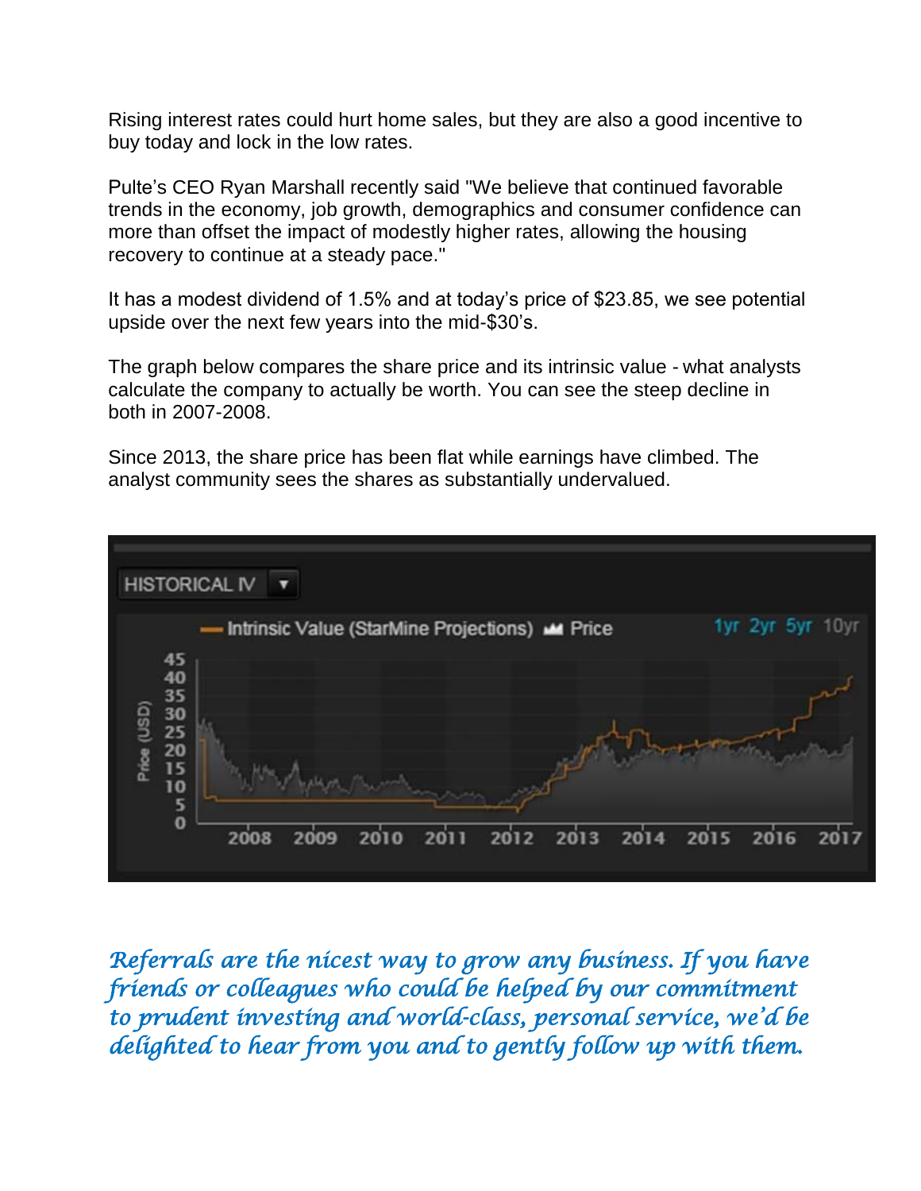Rising interest rates could hurt home sales, but they are also a good incentive to buy today and lock in the low rates.

Pulte's CEO Ryan Marshall recently said "We believe that continued favorable trends in the economy, job growth, demographics and consumer confidence can more than offset the impact of modestly higher rates, allowing the housing recovery to continue at a steady pace."

It has a modest dividend of 1.5% and at today's price of $23.85, we see potential upside over the next few years into the mid-$30's.

The graph below compares the share price and its intrinsic value - what analysts calculate the company to actually be worth. You can see the steep decline in both in 2007-2008.

Since 2013, the share price has been flat while earnings have climbed. The analyst community sees the shares as substantially undervalued.

*Referrals are the nicest way to grow any business. If you have friends or colleagues who could be helped by our commitment to prudent investing and world-class, personal service, we'd be delighted to hear from you and to gently follow up with them.*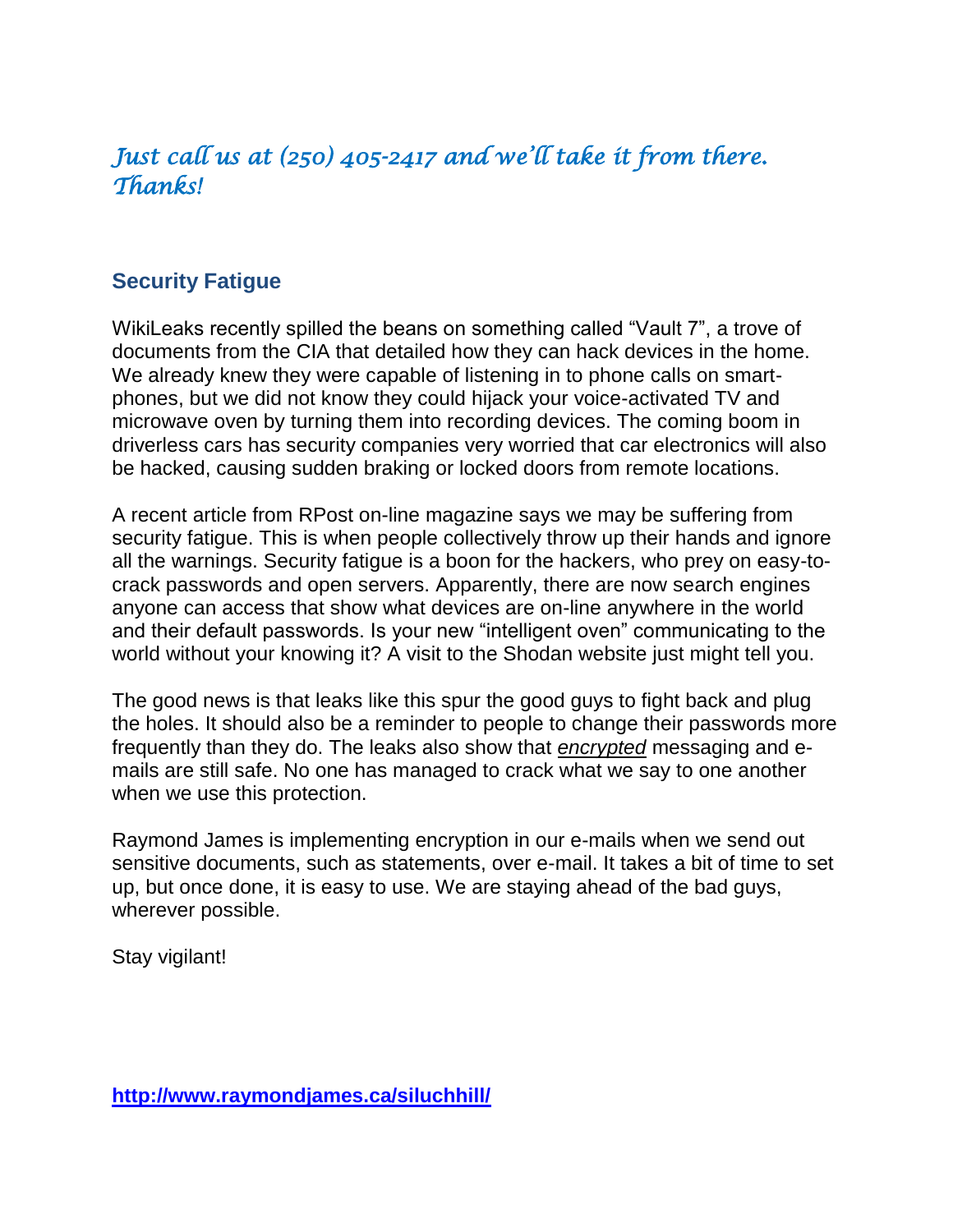*Just call us at (250) 405-2417 and we'll take it from there. Thanks!*

### Security Fatigue

WikiLeaks recently spilled the beans on something called "Vault 7", a trove of documents from the CIA that detailed how they can hack devices in the home. We already knew they were capable of listening in to phone calls on smart-phones, but we did not know they could hijack your voice-activated TV and microwave oven by turning them into recording devices. The coming boom in driverless cars has security companies very worried that car electronics will also be hacked, causing sudden braking or locked doors from remote locations.

A recent article from RPost on-line magazine says we may be suffering from security fatigue. This is when people collectively throw up their hands and ignore all the warnings. Security fatigue is a boon for the hackers, who prey on easy-to-crack passwords and open servers. Apparently, there are now search engines anyone can access that show what devices are on-line anywhere in the world and their default passwords. Is your new "intelligent oven" communicating to the world without your knowing it? A visit to the Shodan website just might tell you.

The good news is that leaks like this spur the good guys to fight back and plug the holes. It should also be a reminder to people to change their passwords more frequently than they do. The leaks also show that *encrypted* messaging and e-mails are still safe. No one has managed to crack what we say to one another when we use this protection.

Raymond James is implementing encryption in our e-mails when we send out sensitive documents, such as statements, over e-mail. It takes a bit of time to set up, but once done, it is easy to use. We are staying ahead of the bad guys, wherever possible.

Stay vigilant!

**http://www.raymondjames.ca/siluchhill/**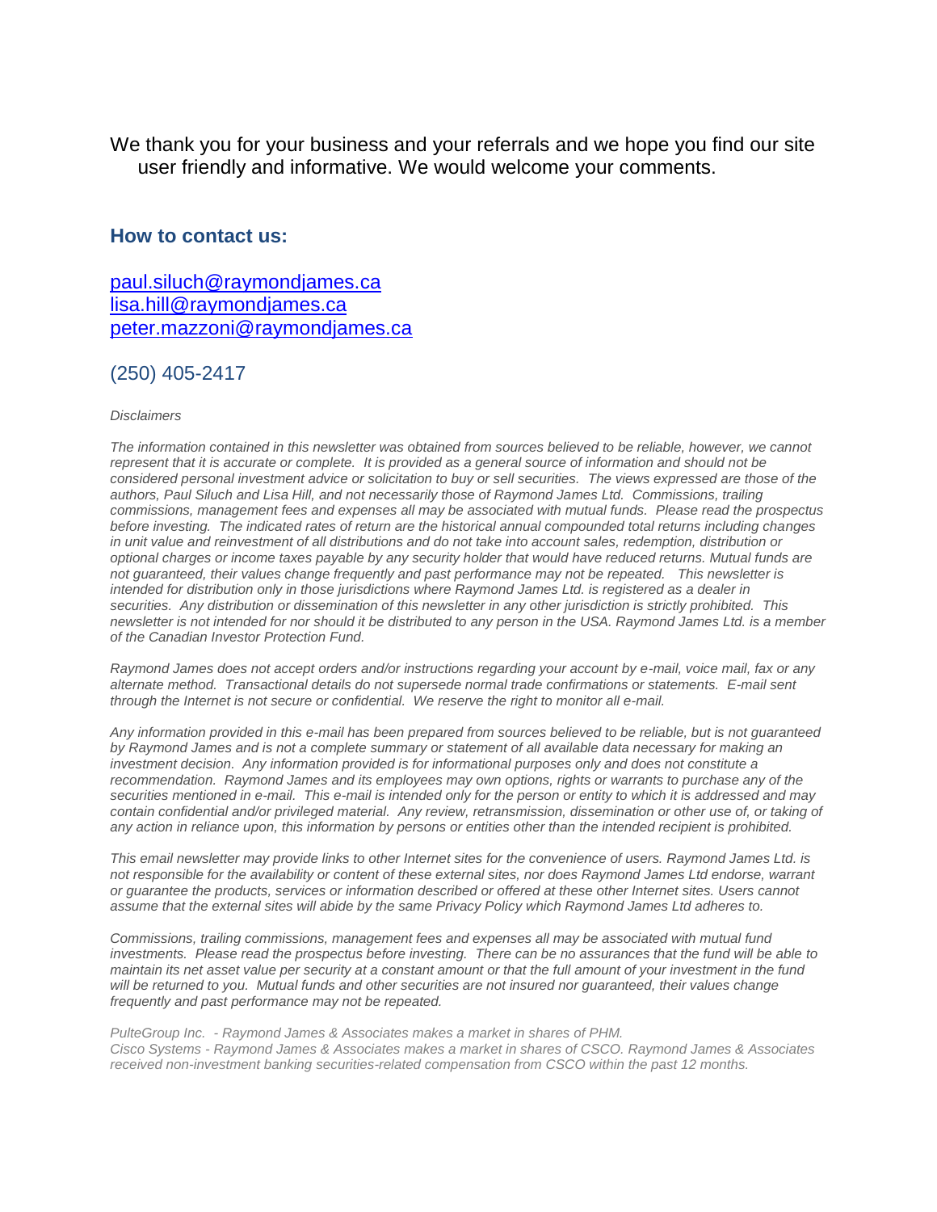We thank you for your business and your referrals and we hope you find our site user friendly and informative. We would welcome your comments.

## How to contact us:

[paul.siluch@raymondjames.ca](mailto:paul.siluch@raymondjames.ca)
[lisa.hill@raymondjames.ca](mailto:lisa.hill@raymondjames.ca)
[peter.mazzoni@raymondjames.ca](mailto:peter.mazzoni@raymondjames.ca)

(250) 405-2417

*Disclaimers*

*The information contained in this newsletter was obtained from sources believed to be reliable, however, we cannot represent that it is accurate or complete. It is provided as a general source of information and should not be considered personal investment advice or solicitation to buy or sell securities. The views expressed are those of the authors, Paul Siluch and Lisa Hill, and not necessarily those of Raymond James Ltd. Commissions, trailing commissions, management fees and expenses all may be associated with mutual funds. Please read the prospectus before investing. The indicated rates of return are the historical annual compounded total returns including changes in unit value and reinvestment of all distributions and do not take into account sales, redemption, distribution or optional charges or income taxes payable by any security holder that would have reduced returns. Mutual funds are not guaranteed, their values change frequently and past performance may not be repeated. This newsletter is intended for distribution only in those jurisdictions where Raymond James Ltd. is registered as a dealer in securities. Any distribution or dissemination of this newsletter in any other jurisdiction is strictly prohibited. This newsletter is not intended for nor should it be distributed to any person in the USA. Raymond James Ltd. is a member of the Canadian Investor Protection Fund.*

*Raymond James does not accept orders and/or instructions regarding your account by e-mail, voice mail, fax or any alternate method. Transactional details do not supersede normal trade confirmations or statements. E-mail sent through the Internet is not secure or confidential. We reserve the right to monitor all e-mail.*

*Any information provided in this e-mail has been prepared from sources believed to be reliable, but is not guaranteed by Raymond James and is not a complete summary or statement of all available data necessary for making an investment decision. Any information provided is for informational purposes only and does not constitute a recommendation. Raymond James and its employees may own options, rights or warrants to purchase any of the securities mentioned in e-mail. This e-mail is intended only for the person or entity to which it is addressed and may contain confidential and/or privileged material. Any review, retransmission, dissemination or other use of, or taking of any action in reliance upon, this information by persons or entities other than the intended recipient is prohibited.*

*This email newsletter may provide links to other Internet sites for the convenience of users. Raymond James Ltd. is not responsible for the availability or content of these external sites, nor does Raymond James Ltd endorse, warrant or guarantee the products, services or information described or offered at these other Internet sites. Users cannot assume that the external sites will abide by the same Privacy Policy which Raymond James Ltd adheres to.*

*Commissions, trailing commissions, management fees and expenses all may be associated with mutual fund investments. Please read the prospectus before investing. There can be no assurances that the fund will be able to maintain its net asset value per security at a constant amount or that the full amount of your investment in the fund will be returned to you. Mutual funds and other securities are not insured nor guaranteed, their values change frequently and past performance may not be repeated.*

*PulteGroup Inc. - Raymond James & Associates makes a market in shares of PHM.*
*Cisco Systems - Raymond James & Associates makes a market in shares of CSCO. Raymond James & Associates received non-investment banking securities-related compensation from CSCO within the past 12 months.*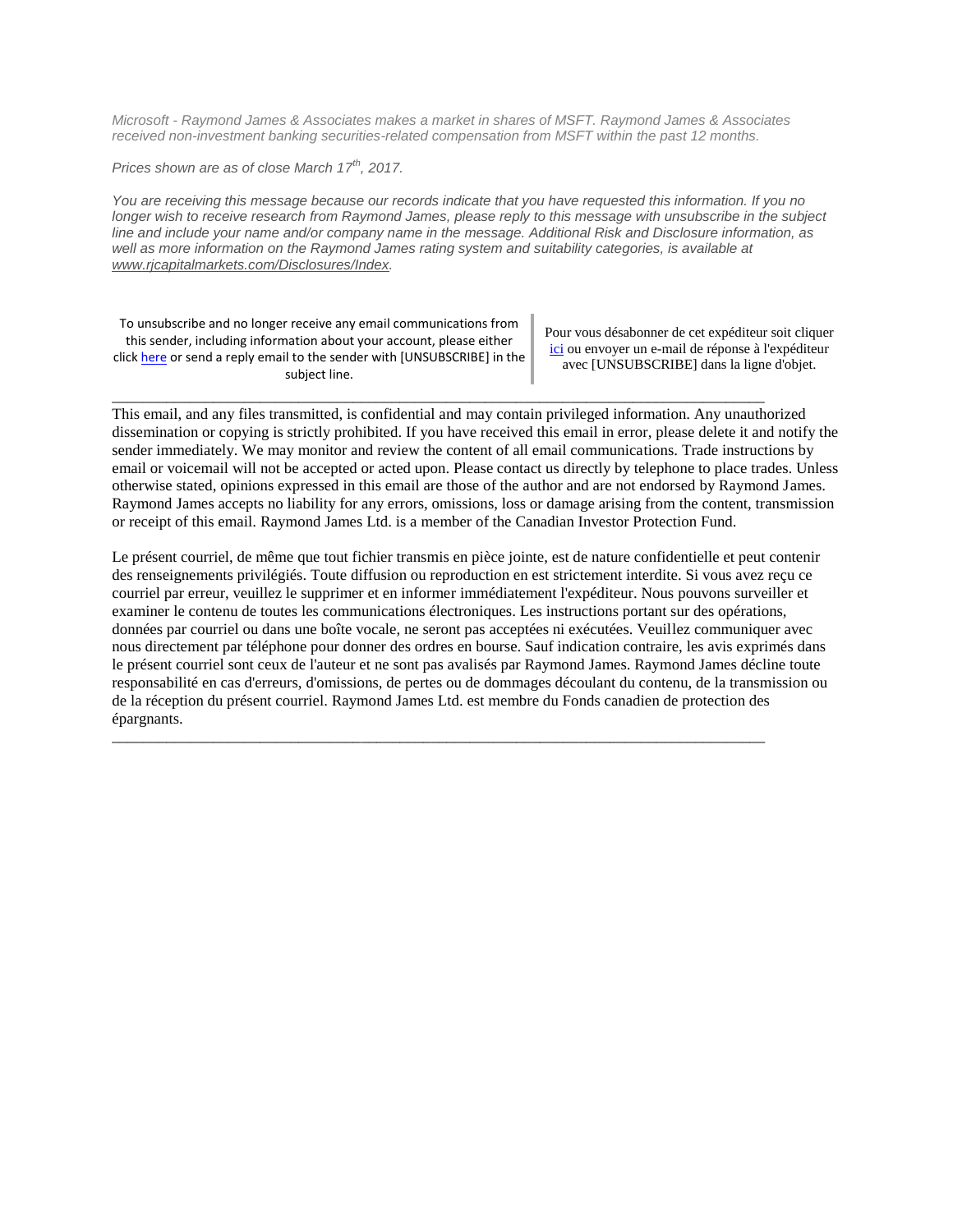*Microsoft - Raymond James & Associates makes a market in shares of MSFT. Raymond James & Associates received non-investment banking securities-related compensation from MSFT within the past 12 months.*

*Prices shown are as of close March 17th, 2017.*

*You are receiving this message because our records indicate that you have requested this information. If you no longer wish to receive research from Raymond James, please reply to this message with unsubscribe in the subject line and include your name and/or company name in the message. Additional Risk and Disclosure information, as well as more information on the Raymond James rating system and suitability categories, is available at www.rjcapitalmarkets.com/Disclosures/Index.*

To unsubscribe and no longer receive any email communications from this sender, including information about your account, please either click here or send a reply email to the sender with [UNSUBSCRIBE] in the subject line.

Pour vous désabonner de cet expéditeur soit cliquer ici ou envoyer un e-mail de réponse à l'expéditeur avec [UNSUBSCRIBE] dans la ligne d'objet.

---

This email, and any files transmitted, is confidential and may contain privileged information. Any unauthorized dissemination or copying is strictly prohibited. If you have received this email in error, please delete it and notify the sender immediately. We may monitor and review the content of all email communications. Trade instructions by email or voicemail will not be accepted or acted upon. Please contact us directly by telephone to place trades. Unless otherwise stated, opinions expressed in this email are those of the author and are not endorsed by Raymond James. Raymond James accepts no liability for any errors, omissions, loss or damage arising from the content, transmission or receipt of this email. Raymond James Ltd. is a member of the Canadian Investor Protection Fund.

Le présent courriel, de même que tout fichier transmis en pièce jointe, est de nature confidentielle et peut contenir des renseignements privilégiés. Toute diffusion ou reproduction en est strictement interdite. Si vous avez reçu ce courriel par erreur, veuillez le supprimer et en informer immédiatement l'expéditeur. Nous pouvons surveiller et examiner le contenu de toutes les communications électroniques. Les instructions portant sur des opérations, données par courriel ou dans une boîte vocale, ne seront pas acceptées ni exécutées. Veuillez communiquer avec nous directement par téléphone pour donner des ordres en bourse. Sauf indication contraire, les avis exprimés dans le présent courriel sont ceux de l'auteur et ne sont pas avalisés par Raymond James. Raymond James décline toute responsabilité en cas d'erreurs, d'omissions, de pertes ou de dommages découlant du contenu, de la transmission ou de la réception du présent courriel. Raymond James Ltd. est membre du Fonds canadien de protection des épargnants.

---